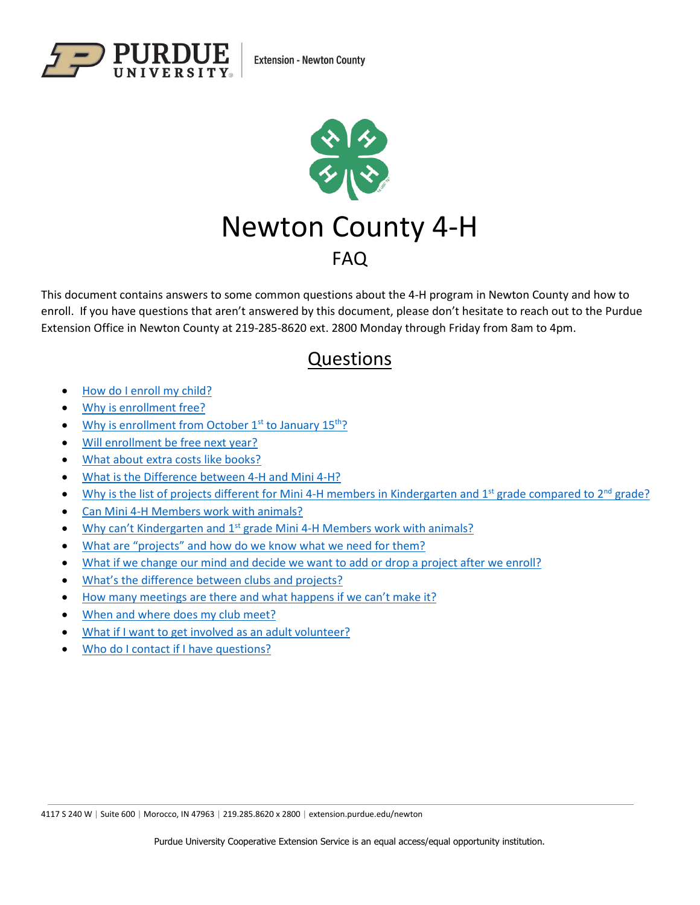Extension - Newton County

# Newton County 4-H

## FAQ

This document contains answers to some common questions about the 4-H program in Newton County and how to enroll. If you have questions that aren't answered by this document, please don't hesitate to reach out to the Purdue Extension Office in Newton County at 219-285-8620 ext. 2800 Monday through Friday from 8am to 4pm.

## Questions

- How do I enroll my child?
- Why is enrollment free?
- Why is enrollment from October 1st to January 15th?
- Will enrollment be free next year?
- What about extra costs like books?
- What is the Difference between 4-H and Mini 4-H?
- Why is the list of projects different for Mini 4-H members in Kindergarten and 1st grade compared to 2nd grade?
- Can Mini 4-H Members work with animals?
- Why can't Kindergarten and 1st grade Mini 4-H Members work with animals?
- What are "projects" and how do we know what we need for them?
- What if we change our mind and decide we want to add or drop a project after we enroll?
- What's the difference between clubs and projects?
- How many meetings are there and what happens if we can't make it?
- When and where does my club meet?
- What if I want to get involved as an adult volunteer?
- Who do I contact if I have questions?

4117 S 240 W | Suite 600 | Morocco, IN 47963 | 219.285.8620 x 2800 | extension.purdue.edu/newton

Purdue University Cooperative Extension Service is an equal access/equal opportunity institution.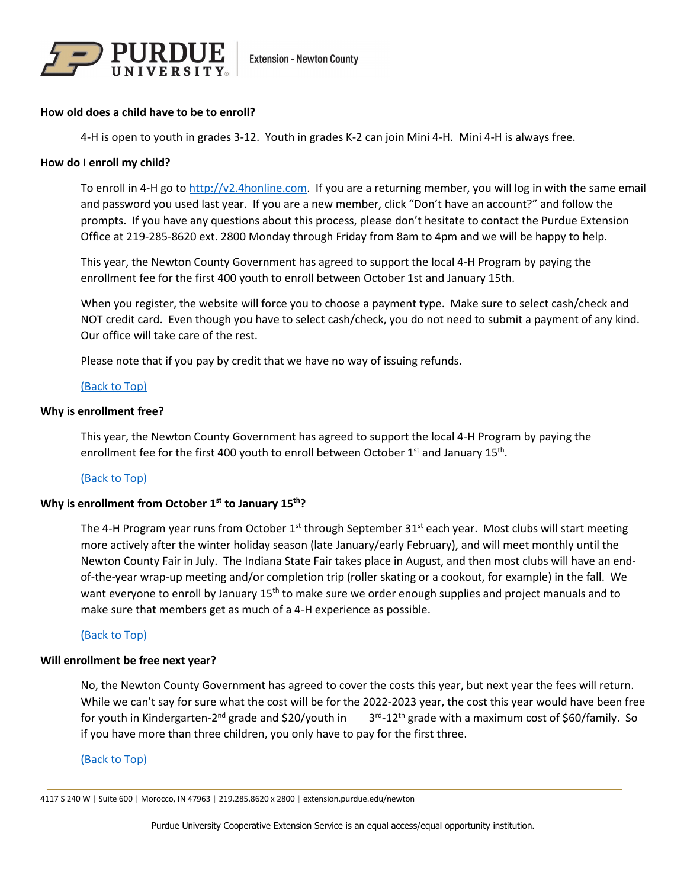### How old does a child have to be to enroll?

4-H is open to youth in grades 3-12. Youth in grades K-2 can join Mini 4-H. Mini 4-H is always free.

### How do I enroll my child?

To enroll in 4-H go to [http://v2.4honline.com](http://v2.4honline.com). If you are a returning member, you will log in with the same email and password you used last year. If you are a new member, click “Don’t have an account?” and follow the prompts. If you have any questions about this process, please don’t hesitate to contact the Purdue Extension Office at 219-285-8620 ext. 2800 Monday through Friday from 8am to 4pm and we will be happy to help.

This year, the Newton County Government has agreed to support the local 4-H Program by paying the enrollment fee for the first 400 youth to enroll between October 1st and January 15th.

When you register, the website will force you to choose a payment type. Make sure to select cash/check and NOT credit card. Even though you have to select cash/check, you do not need to submit a payment of any kind. Our office will take care of the rest.

Please note that if you pay by credit that we have no way of issuing refunds.

(Back to Top)

### Why is enrollment free?

This year, the Newton County Government has agreed to support the local 4-H Program by paying the enrollment fee for the first 400 youth to enroll between October 1st and January 15th.

(Back to Top)

### Why is enrollment from October 1st to January 15th?

The 4-H Program year runs from October 1st through September 31st each year. Most clubs will start meeting more actively after the winter holiday season (late January/early February), and will meet monthly until the Newton County Fair in July. The Indiana State Fair takes place in August, and then most clubs will have an end-of-the-year wrap-up meeting and/or completion trip (roller skating or a cookout, for example) in the fall. We want everyone to enroll by January 15th to make sure we order enough supplies and project manuals and to make sure that members get as much of a 4-H experience as possible.

(Back to Top)

### Will enrollment be free next year?

No, the Newton County Government has agreed to cover the costs this year, but next year the fees will return. While we can’t say for sure what the cost will be for the 2022-2023 year, the cost this year would have been free for youth in Kindergarten-2nd grade and $20/youth in 3rd-12th grade with a maximum cost of $60/family. So if you have more than three children, you only have to pay for the first three.

(Back to Top)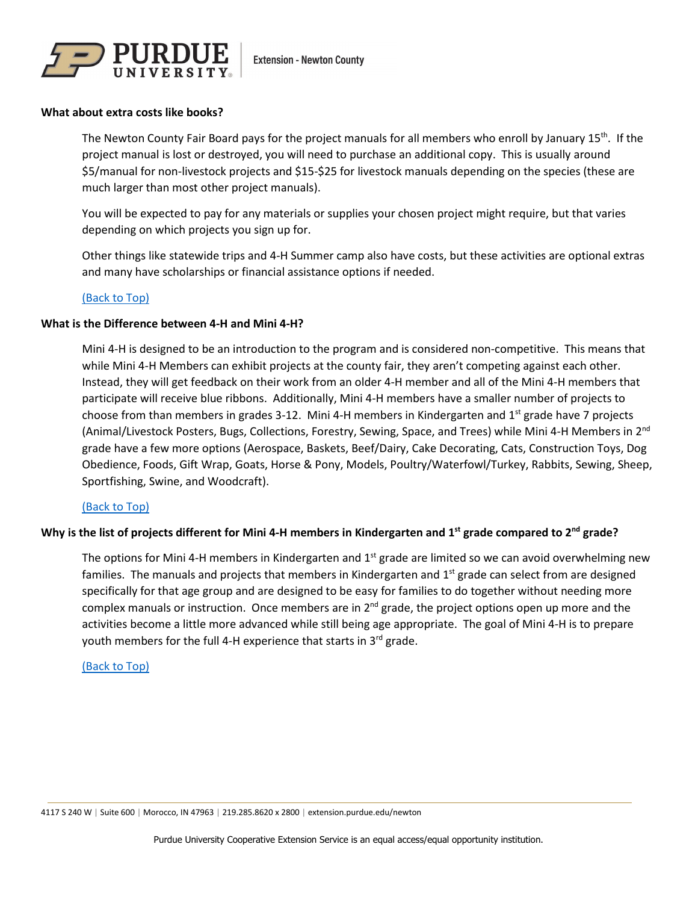**What about extra costs like books?**

The Newton County Fair Board pays for the project manuals for all members who enroll by January 15th. If the project manual is lost or destroyed, you will need to purchase an additional copy. This is usually around $5/manual for non-livestock projects and $15-$25 for livestock manuals depending on the species (these are much larger than most other project manuals).

You will be expected to pay for any materials or supplies your chosen project might require, but that varies depending on which projects you sign up for.

Other things like statewide trips and 4-H Summer camp also have costs, but these activities are optional extras and many have scholarships or financial assistance options if needed.

(Back to Top)

**What is the Difference between 4-H and Mini 4-H?**

Mini 4-H is designed to be an introduction to the program and is considered non-competitive. This means that while Mini 4-H Members can exhibit projects at the county fair, they aren't competing against each other. Instead, they will get feedback on their work from an older 4-H member and all of the Mini 4-H members that participate will receive blue ribbons. Additionally, Mini 4-H members have a smaller number of projects to choose from than members in grades 3-12. Mini 4-H members in Kindergarten and 1st grade have 7 projects (Animal/Livestock Posters, Bugs, Collections, Forestry, Sewing, Space, and Trees) while Mini 4-H Members in 2nd grade have a few more options (Aerospace, Baskets, Beef/Dairy, Cake Decorating, Cats, Construction Toys, Dog Obedience, Foods, Gift Wrap, Goats, Horse & Pony, Models, Poultry/Waterfowl/Turkey, Rabbits, Sewing, Sheep, Sportfishing, Swine, and Woodcraft).

(Back to Top)

**Why is the list of projects different for Mini 4-H members in Kindergarten and 1st grade compared to 2nd grade?**

The options for Mini 4-H members in Kindergarten and 1st grade are limited so we can avoid overwhelming new families. The manuals and projects that members in Kindergarten and 1st grade can select from are designed specifically for that age group and are designed to be easy for families to do together without needing more complex manuals or instruction. Once members are in 2nd grade, the project options open up more and the activities become a little more advanced while still being age appropriate. The goal of Mini 4-H is to prepare youth members for the full 4-H experience that starts in 3rd grade.

(Back to Top)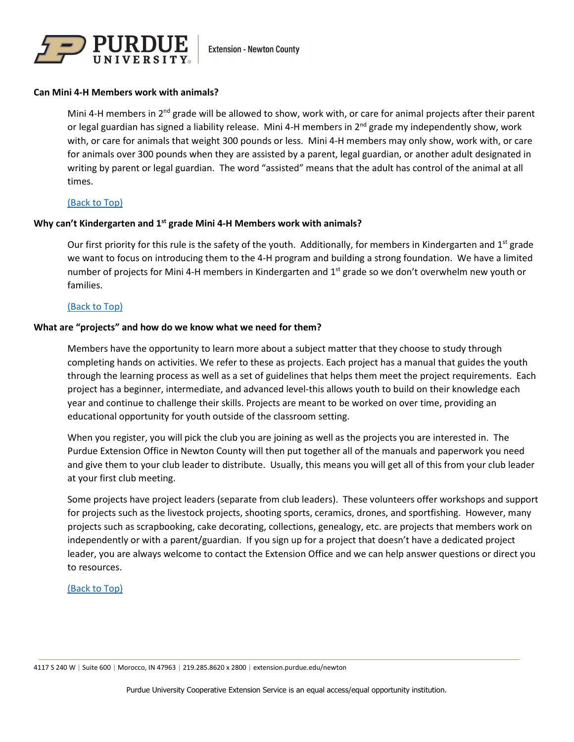**Can Mini 4-H Members work with animals?**

Mini 4-H members in 2nd grade will be allowed to show, work with, or care for animal projects after their parent or legal guardian has signed a liability release. Mini 4-H members in 2nd grade my independently show, work with, or care for animals that weight 300 pounds or less. Mini 4-H members may only show, work with, or care for animals over 300 pounds when they are assisted by a parent, legal guardian, or another adult designated in writing by parent or legal guardian. The word "assisted" means that the adult has control of the animal at all times.

(Back to Top)

**Why can't Kindergarten and 1st grade Mini 4-H Members work with animals?**

Our first priority for this rule is the safety of the youth. Additionally, for members in Kindergarten and 1st grade we want to focus on introducing them to the 4-H program and building a strong foundation. We have a limited number of projects for Mini 4-H members in Kindergarten and 1st grade so we don't overwhelm new youth or families.

(Back to Top)

**What are "projects" and how do we know what we need for them?**

Members have the opportunity to learn more about a subject matter that they choose to study through completing hands on activities. We refer to these as projects. Each project has a manual that guides the youth through the learning process as well as a set of guidelines that helps them meet the project requirements. Each project has a beginner, intermediate, and advanced level-this allows youth to build on their knowledge each year and continue to challenge their skills. Projects are meant to be worked on over time, providing an educational opportunity for youth outside of the classroom setting.

When you register, you will pick the club you are joining as well as the projects you are interested in. The Purdue Extension Office in Newton County will then put together all of the manuals and paperwork you need and give them to your club leader to distribute. Usually, this means you will get all of this from your club leader at your first club meeting.

Some projects have project leaders (separate from club leaders). These volunteers offer workshops and support for projects such as the livestock projects, shooting sports, ceramics, drones, and sportfishing. However, many projects such as scrapbooking, cake decorating, collections, genealogy, etc. are projects that members work on independently or with a parent/guardian. If you sign up for a project that doesn't have a dedicated project leader, you are always welcome to contact the Extension Office and we can help answer questions or direct you to resources.

(Back to Top)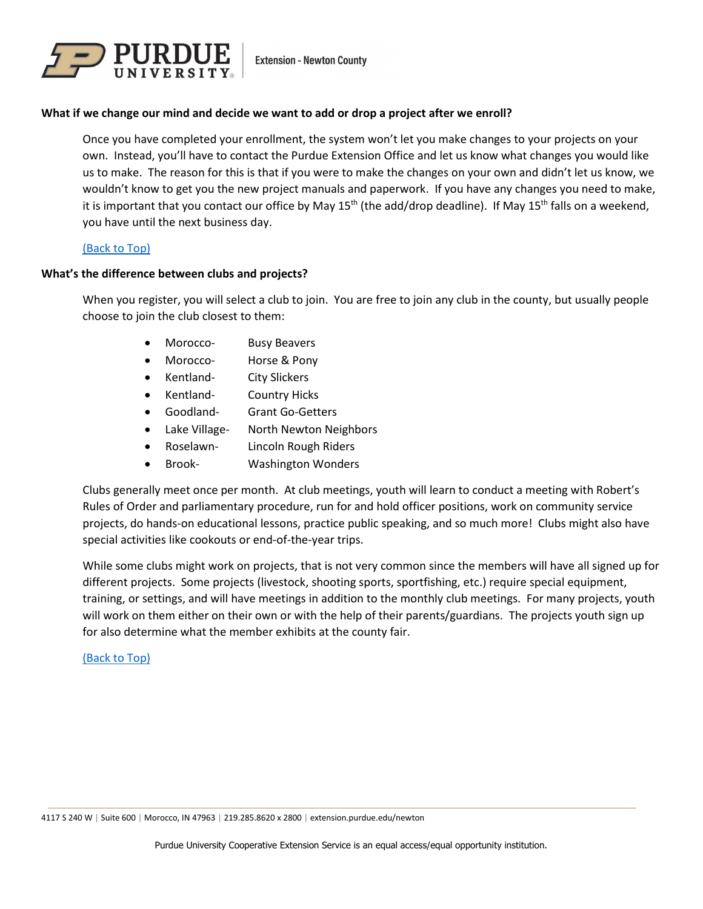**What if we change our mind and decide we want to add or drop a project after we enroll?**

Once you have completed your enrollment, the system won't let you make changes to your projects on your own. Instead, you'll have to contact the Purdue Extension Office and let us know what changes you would like us to make. The reason for this is that if you were to make the changes on your own and didn't let us know, we wouldn't know to get you the new project manuals and paperwork. If you have any changes you need to make, it is important that you contact our office by May 15th (the add/drop deadline). If May 15th falls on a weekend, you have until the next business day.

[(Back to Top)]

**What's the difference between clubs and projects?**

When you register, you will select a club to join. You are free to join any club in the county, but usually people choose to join the club closest to them:

- Morocco- Busy Beavers
- Morocco- Horse & Pony
- Kentland- City Slickers
- Kentland- Country Hicks
- Goodland- Grant Go-Getters
- Lake Village- North Newton Neighbors
- Roselawn- Lincoln Rough Riders
- Brook- Washington Wonders

Clubs generally meet once per month. At club meetings, youth will learn to conduct a meeting with Robert's Rules of Order and parliamentary procedure, run for and hold officer positions, work on community service projects, do hands-on educational lessons, practice public speaking, and so much more! Clubs might also have special activities like cookouts or end-of-the-year trips.

While some clubs might work on projects, that is not very common since the members will have all signed up for different projects. Some projects (livestock, shooting sports, sportfishing, etc.) require special equipment, training, or settings, and will have meetings in addition to the monthly club meetings. For many projects, youth will work on them either on their own or with the help of their parents/guardians. The projects youth sign up for also determine what the member exhibits at the county fair.

[(Back to Top)]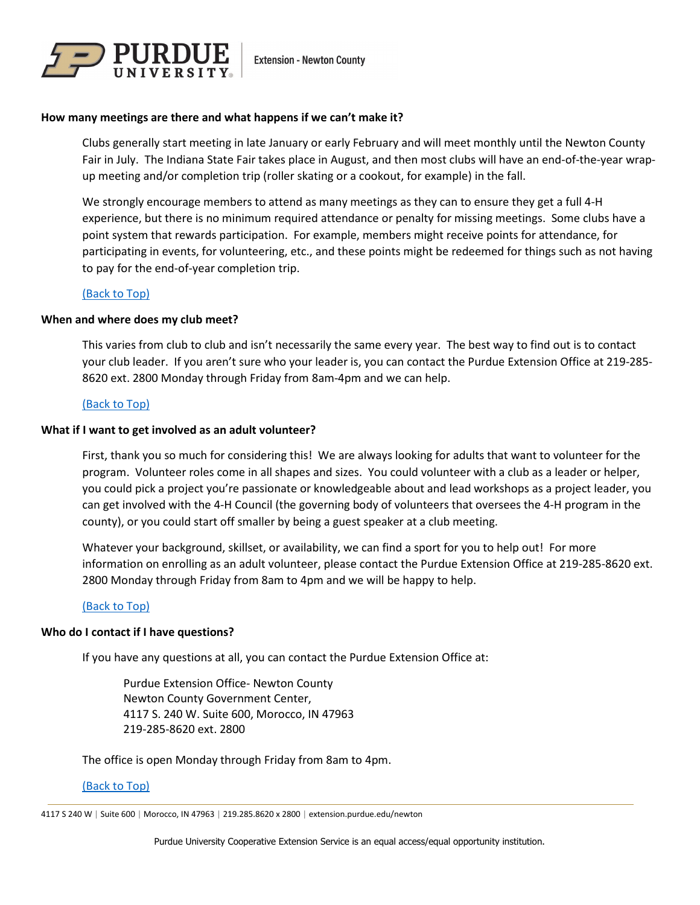**How many meetings are there and what happens if we can't make it?**

Clubs generally start meeting in late January or early February and will meet monthly until the Newton County Fair in July. The Indiana State Fair takes place in August, and then most clubs will have an end-of-the-year wrap-up meeting and/or completion trip (roller skating or a cookout, for example) in the fall.

We strongly encourage members to attend as many meetings as they can to ensure they get a full 4-H experience, but there is no minimum required attendance or penalty for missing meetings. Some clubs have a point system that rewards participation. For example, members might receive points for attendance, for participating in events, for volunteering, etc., and these points might be redeemed for things such as not having to pay for the end-of-year completion trip.

(Back to Top)

**When and where does my club meet?**

This varies from club to club and isn't necessarily the same every year. The best way to find out is to contact your club leader. If you aren't sure who your leader is, you can contact the Purdue Extension Office at 219-285-8620 ext. 2800 Monday through Friday from 8am-4pm and we can help.

(Back to Top)

**What if I want to get involved as an adult volunteer?**

First, thank you so much for considering this! We are always looking for adults that want to volunteer for the program. Volunteer roles come in all shapes and sizes. You could volunteer with a club as a leader or helper, you could pick a project you're passionate or knowledgeable about and lead workshops as a project leader, you can get involved with the 4-H Council (the governing body of volunteers that oversees the 4-H program in the county), or you could start off smaller by being a guest speaker at a club meeting.

Whatever your background, skillset, or availability, we can find a sport for you to help out! For more information on enrolling as an adult volunteer, please contact the Purdue Extension Office at 219-285-8620 ext. 2800 Monday through Friday from 8am to 4pm and we will be happy to help.

(Back to Top)

**Who do I contact if I have questions?**

If you have any questions at all, you can contact the Purdue Extension Office at:

Purdue Extension Office- Newton County
Newton County Government Center,
4117 S. 240 W. Suite 600, Morocco, IN 47963
219-285-8620 ext. 2800

The office is open Monday through Friday from 8am to 4pm.

(Back to Top)